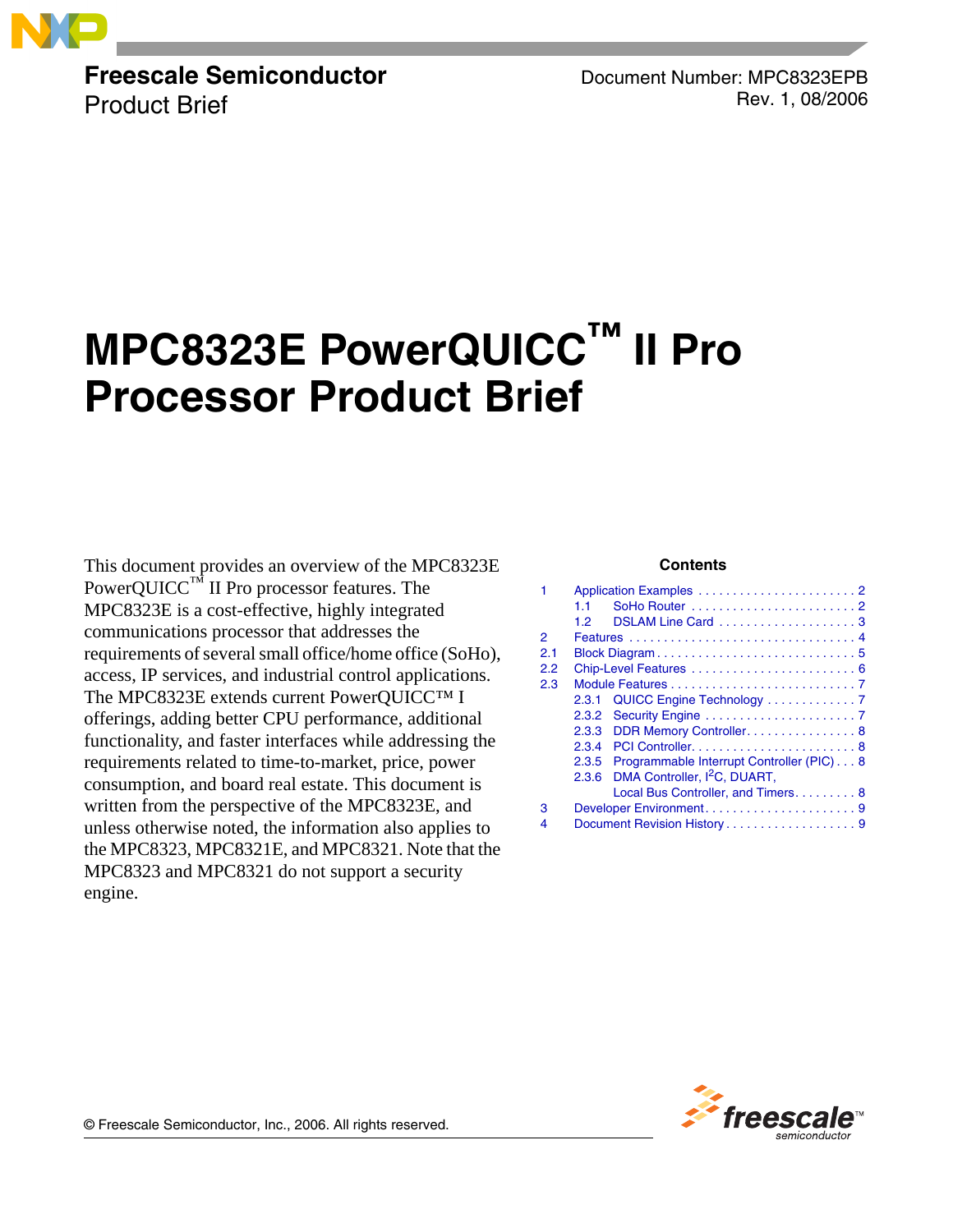**Freescale Semiconductor**
Product Brief

Document Number: MPC8323EPB
Rev. 1, 08/2006

# MPC8323E PowerQUICC™ II Pro Processor Product Brief

This document provides an overview of the MPC8323E PowerQUICC™ II Pro processor features. The MPC8323E is a cost-effective, highly integrated communications processor that addresses the requirements of several small office/home office (SoHo), access, IP services, and industrial control applications. The MPC8323E extends current PowerQUICC™ I offerings, adding better CPU performance, additional functionality, and faster interfaces while addressing the requirements related to time-to-market, price, power consumption, and board real estate. This document is written from the perspective of the MPC8323E, and unless otherwise noted, the information also applies to the MPC8323, MPC8321E, and MPC8321. Note that the MPC8323 and MPC8321 do not support a security engine.

**Contents**

1 Application Examples . . . . . . . . . . . . . . . . . . . . . . . 2
   1.1 SoHo Router . . . . . . . . . . . . . . . . . . . . . . . . 2
   1.2 DSLAM Line Card . . . . . . . . . . . . . . . . . . . . 3
2 Features . . . . . . . . . . . . . . . . . . . . . . . . . . . . . . . . 4
2.1 Block Diagram . . . . . . . . . . . . . . . . . . . . . . . . . . . 5
2.2 Chip-Level Features . . . . . . . . . . . . . . . . . . . . . . . 6
2.3 Module Features . . . . . . . . . . . . . . . . . . . . . . . . . . 7
   2.3.1 QUICC Engine Technology . . . . . . . . . . . . . 7
   2.3.2 Security Engine . . . . . . . . . . . . . . . . . . . . . . 7
   2.3.3 DDR Memory Controller . . . . . . . . . . . . . . . . 8
   2.3.4 PCI Controller . . . . . . . . . . . . . . . . . . . . . . . 8
   2.3.5 Programmable Interrupt Controller (PIC) . . . 8
   2.3.6 DMA Controller, I²C, DUART, Local Bus Controller, and Timers . . . . . . . . . 8
3 Developer Environment . . . . . . . . . . . . . . . . . . . . . 9
4 Document Revision History . . . . . . . . . . . . . . . . . . 9

© Freescale Semiconductor, Inc., 2006. All rights reserved.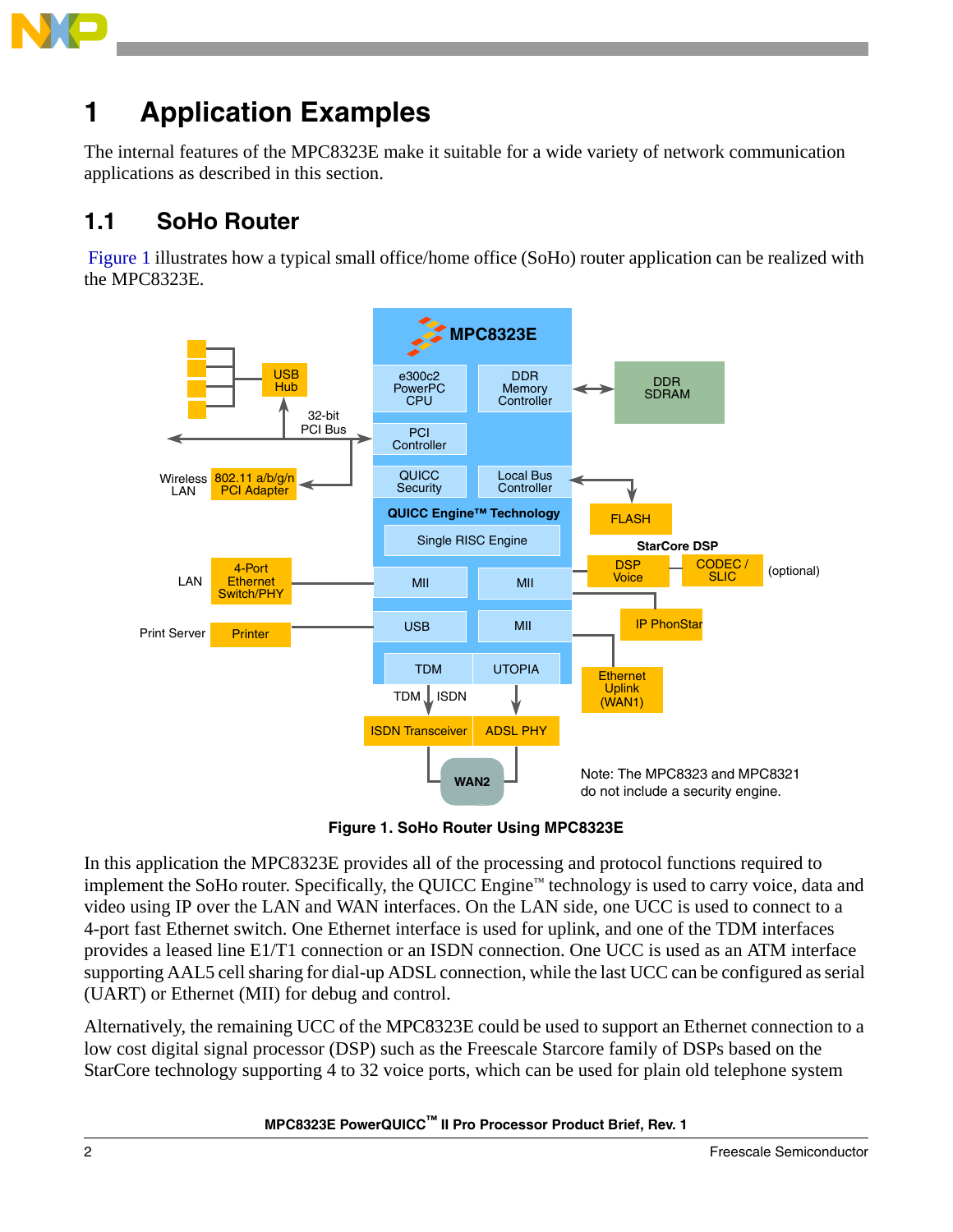# 1 Application Examples

The internal features of the MPC8323E make it suitable for a wide variety of network communication applications as described in this section.

## 1.1 SoHo Router

Figure 1 illustrates how a typical small office/home office (SoHo) router application can be realized with the MPC8323E.

**Figure 1. SoHo Router Using MPC8323E**

In this application the MPC8323E provides all of the processing and protocol functions required to implement the SoHo router. Specifically, the QUICC Engine™ technology is used to carry voice, data and video using IP over the LAN and WAN interfaces. On the LAN side, one UCC is used to connect to a 4-port fast Ethernet switch. One Ethernet interface is used for uplink, and one of the TDM interfaces provides a leased line E1/T1 connection or an ISDN connection. One UCC is used as an ATM interface supporting AAL5 cell sharing for dial-up ADSL connection, while the last UCC can be configured as serial (UART) or Ethernet (MII) for debug and control.

Alternatively, the remaining UCC of the MPC8323E could be used to support an Ethernet connection to a low cost digital signal processor (DSP) such as the Freescale Starcore family of DSPs based on the StarCore technology supporting 4 to 32 voice ports, which can be used for plain old telephone system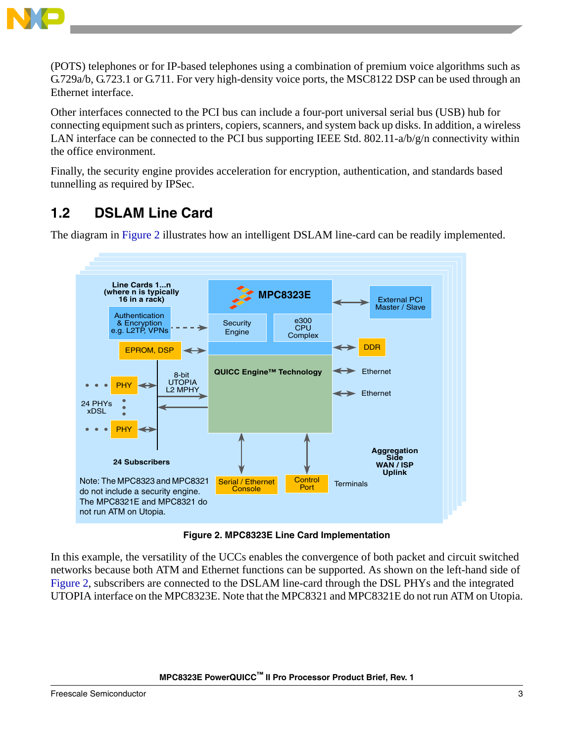(POTS) telephones or for IP-based telephones using a combination of premium voice algorithms such as G.729a/b, G.723.1 or G.711. For very high-density voice ports, the MSC8122 DSP can be used through an Ethernet interface.

Other interfaces connected to the PCI bus can include a four-port universal serial bus (USB) hub for connecting equipment such as printers, copiers, scanners, and system back up disks. In addition, a wireless LAN interface can be connected to the PCI bus supporting IEEE Std. 802.11-a/b/g/n connectivity within the office environment.

Finally, the security engine provides acceleration for encryption, authentication, and standards based tunnelling as required by IPSec.

## 1.2 DSLAM Line Card

The diagram in Figure 2 illustrates how an intelligent DSLAM line-card can be readily implemented.

**Figure 2. MPC8323E Line Card Implementation**

In this example, the versatility of the UCCs enables the convergence of both packet and circuit switched networks because both ATM and Ethernet functions can be supported. As shown on the left-hand side of Figure 2, subscribers are connected to the DSLAM line-card through the DSL PHYs and the integrated UTOPIA interface on the MPC8323E. Note that the MPC8321 and MPC8321E do not run ATM on Utopia.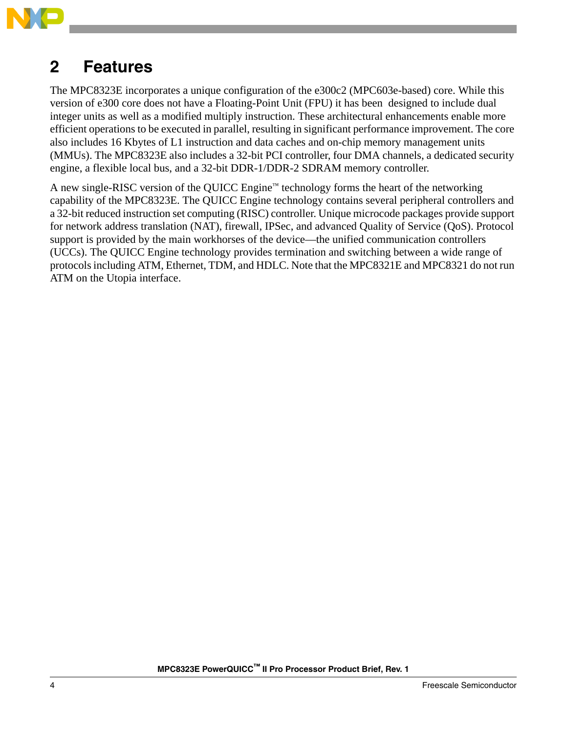# 2 Features

The MPC8323E incorporates a unique configuration of the e300c2 (MPC603e-based) core. While this version of e300 core does not have a Floating-Point Unit (FPU) it has been designed to include dual integer units as well as a modified multiply instruction. These architectural enhancements enable more efficient operations to be executed in parallel, resulting in significant performance improvement. The core also includes 16 Kbytes of L1 instruction and data caches and on-chip memory management units (MMUs). The MPC8323E also includes a 32-bit PCI controller, four DMA channels, a dedicated security engine, a flexible local bus, and a 32-bit DDR-1/DDR-2 SDRAM memory controller.

A new single-RISC version of the QUICC Engine™ technology forms the heart of the networking capability of the MPC8323E. The QUICC Engine technology contains several peripheral controllers and a 32-bit reduced instruction set computing (RISC) controller. Unique microcode packages provide support for network address translation (NAT), firewall, IPSec, and advanced Quality of Service (QoS). Protocol support is provided by the main workhorses of the device—the unified communication controllers (UCCs). The QUICC Engine technology provides termination and switching between a wide range of protocols including ATM, Ethernet, TDM, and HDLC. Note that the MPC8321E and MPC8321 do not run ATM on the Utopia interface.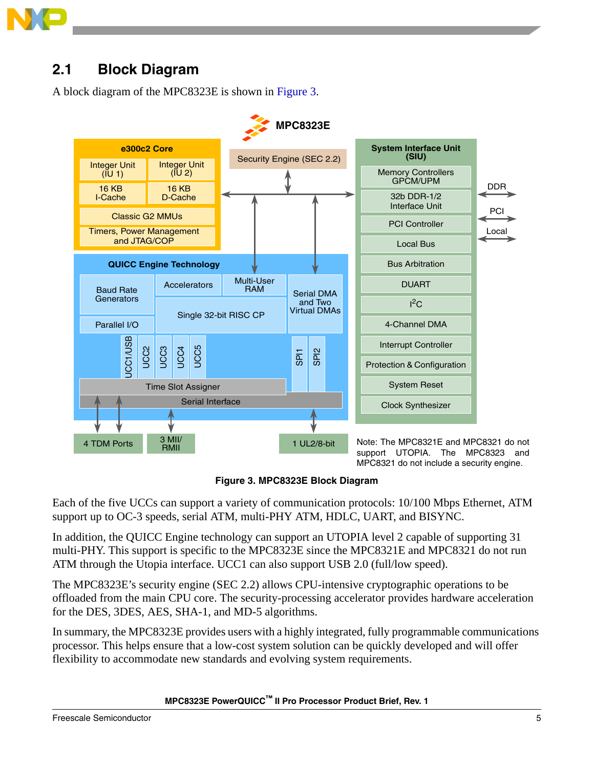## 2.1 Block Diagram

A block diagram of the MPC8323E is shown in Figure 3.

Note: The MPC8321E and MPC8321 do not support UTOPIA. The MPC8323 and MPC8321 do not include a security engine.

**Figure 3. MPC8323E Block Diagram**

Each of the five UCCs can support a variety of communication protocols: 10/100 Mbps Ethernet, ATM support up to OC-3 speeds, serial ATM, multi-PHY ATM, HDLC, UART, and BISYNC.

In addition, the QUICC Engine technology can support an UTOPIA level 2 capable of supporting 31 multi-PHY. This support is specific to the MPC8323E since the MPC8321E and MPC8321 do not run ATM through the Utopia interface. UCC1 can also support USB 2.0 (full/low speed).

The MPC8323E's security engine (SEC 2.2) allows CPU-intensive cryptographic operations to be offloaded from the main CPU core. The security-processing accelerator provides hardware acceleration for the DES, 3DES, AES, SHA-1, and MD-5 algorithms.

In summary, the MPC8323E provides users with a highly integrated, fully programmable communications processor. This helps ensure that a low-cost system solution can be quickly developed and will offer flexibility to accommodate new standards and evolving system requirements.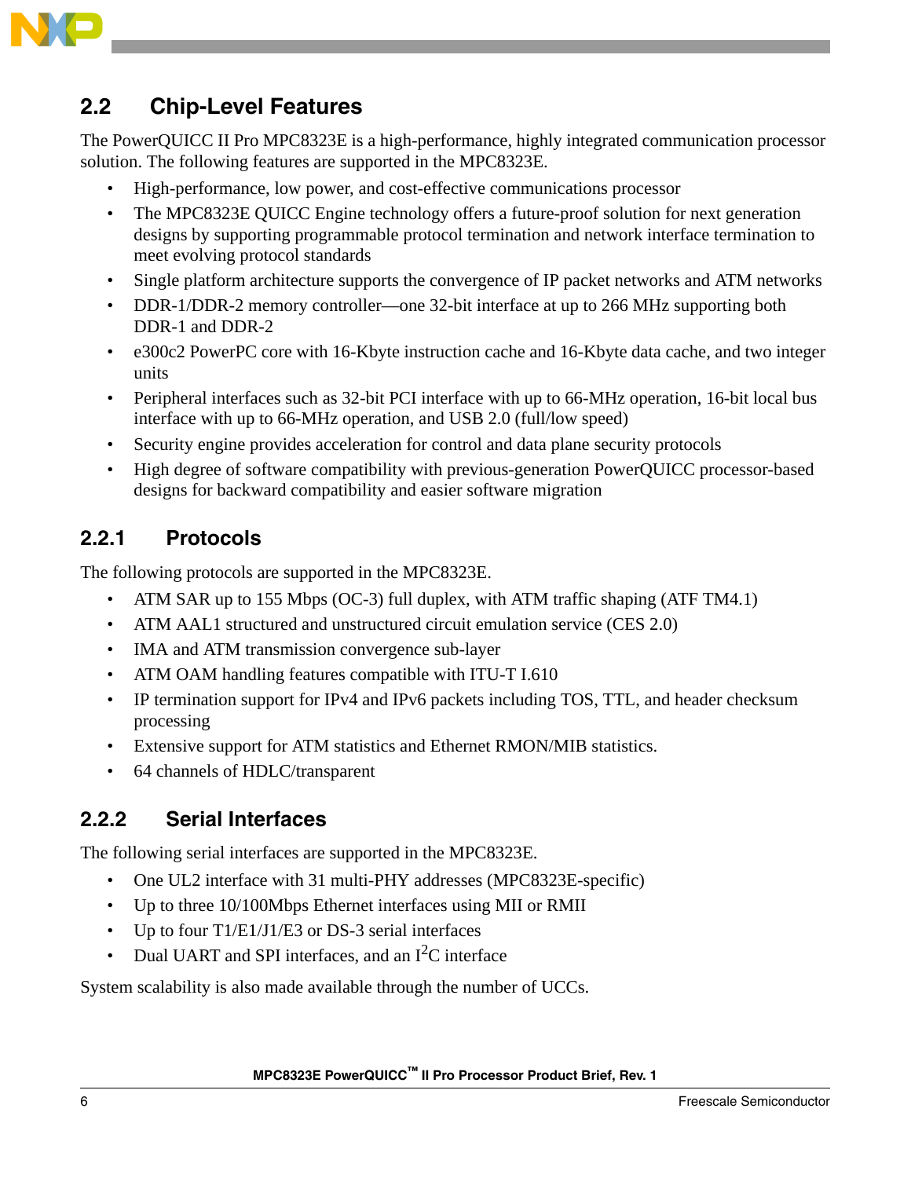## 2.2 Chip-Level Features

The PowerQUICC II Pro MPC8323E is a high-performance, highly integrated communication processor solution. The following features are supported in the MPC8323E.

- High-performance, low power, and cost-effective communications processor
- The MPC8323E QUICC Engine technology offers a future-proof solution for next generation designs by supporting programmable protocol termination and network interface termination to meet evolving protocol standards
- Single platform architecture supports the convergence of IP packet networks and ATM networks
- DDR-1/DDR-2 memory controller—one 32-bit interface at up to 266 MHz supporting both DDR-1 and DDR-2
- e300c2 PowerPC core with 16-Kbyte instruction cache and 16-Kbyte data cache, and two integer units
- Peripheral interfaces such as 32-bit PCI interface with up to 66-MHz operation, 16-bit local bus interface with up to 66-MHz operation, and USB 2.0 (full/low speed)
- Security engine provides acceleration for control and data plane security protocols
- High degree of software compatibility with previous-generation PowerQUICC processor-based designs for backward compatibility and easier software migration

### 2.2.1 Protocols

The following protocols are supported in the MPC8323E.

- ATM SAR up to 155 Mbps (OC-3) full duplex, with ATM traffic shaping (ATF TM4.1)
- ATM AAL1 structured and unstructured circuit emulation service (CES 2.0)
- IMA and ATM transmission convergence sub-layer
- ATM OAM handling features compatible with ITU-T I.610
- IP termination support for IPv4 and IPv6 packets including TOS, TTL, and header checksum processing
- Extensive support for ATM statistics and Ethernet RMON/MIB statistics.
- 64 channels of HDLC/transparent

### 2.2.2 Serial Interfaces

The following serial interfaces are supported in the MPC8323E.

- One UL2 interface with 31 multi-PHY addresses (MPC8323E-specific)
- Up to three 10/100Mbps Ethernet interfaces using MII or RMII
- Up to four T1/E1/J1/E3 or DS-3 serial interfaces
- Dual UART and SPI interfaces, and an $I^2C$ interface

System scalability is also made available through the number of UCCs.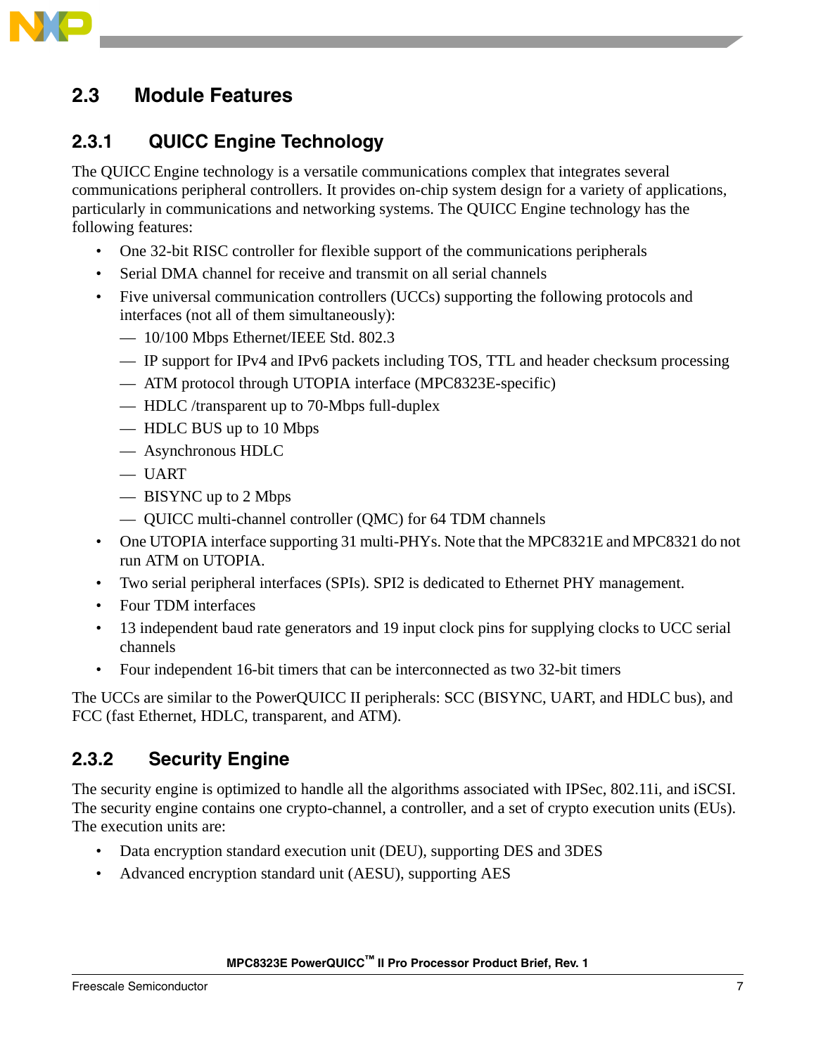## 2.3 Module Features

### 2.3.1 QUICC Engine Technology

The QUICC Engine technology is a versatile communications complex that integrates several communications peripheral controllers. It provides on-chip system design for a variety of applications, particularly in communications and networking systems. The QUICC Engine technology has the following features:

- One 32-bit RISC controller for flexible support of the communications peripherals
- Serial DMA channel for receive and transmit on all serial channels
- Five universal communication controllers (UCCs) supporting the following protocols and interfaces (not all of them simultaneously):
  - 10/100 Mbps Ethernet/IEEE Std. 802.3
  - IP support for IPv4 and IPv6 packets including TOS, TTL and header checksum processing
  - ATM protocol through UTOPIA interface (MPC8323E-specific)
  - HDLC /transparent up to 70-Mbps full-duplex
  - HDLC BUS up to 10 Mbps
  - Asynchronous HDLC
  - UART
  - BISYNC up to 2 Mbps
  - QUICC multi-channel controller (QMC) for 64 TDM channels
- One UTOPIA interface supporting 31 multi-PHYs. Note that the MPC8321E and MPC8321 do not run ATM on UTOPIA.
- Two serial peripheral interfaces (SPIs). SPI2 is dedicated to Ethernet PHY management.
- Four TDM interfaces
- 13 independent baud rate generators and 19 input clock pins for supplying clocks to UCC serial channels
- Four independent 16-bit timers that can be interconnected as two 32-bit timers

The UCCs are similar to the PowerQUICC II peripherals: SCC (BISYNC, UART, and HDLC bus), and FCC (fast Ethernet, HDLC, transparent, and ATM).

### 2.3.2 Security Engine

The security engine is optimized to handle all the algorithms associated with IPSec, 802.11i, and iSCSI. The security engine contains one crypto-channel, a controller, and a set of crypto execution units (EUs). The execution units are:

- Data encryption standard execution unit (DEU), supporting DES and 3DES
- Advanced encryption standard unit (AESU), supporting AES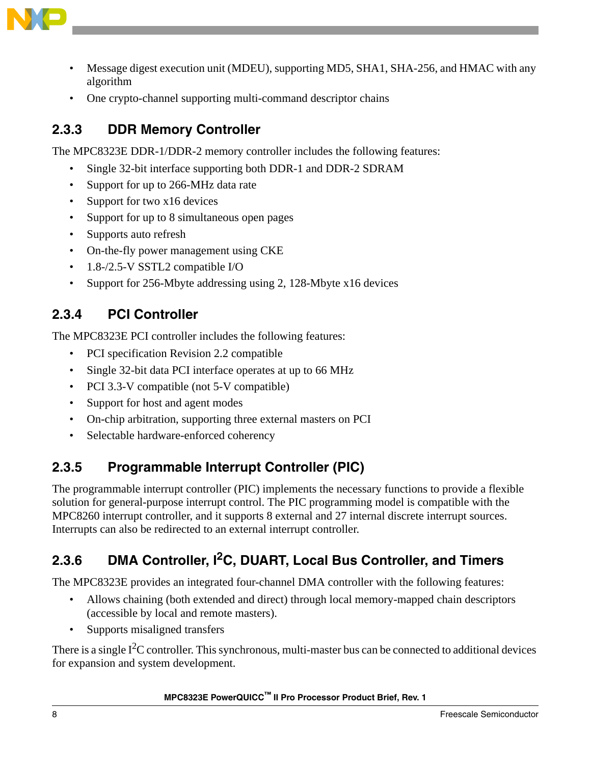- Message digest execution unit (MDEU), supporting MD5, SHA1, SHA-256, and HMAC with any algorithm
- One crypto-channel supporting multi-command descriptor chains

### 2.3.3 DDR Memory Controller

The MPC8323E DDR-1/DDR-2 memory controller includes the following features:

- Single 32-bit interface supporting both DDR-1 and DDR-2 SDRAM
- Support for up to 266-MHz data rate
- Support for two x16 devices
- Support for up to 8 simultaneous open pages
- Supports auto refresh
- On-the-fly power management using CKE
- 1.8-/2.5-V SSTL2 compatible I/O
- Support for 256-Mbyte addressing using 2, 128-Mbyte x16 devices

### 2.3.4 PCI Controller

The MPC8323E PCI controller includes the following features:

- PCI specification Revision 2.2 compatible
- Single 32-bit data PCI interface operates at up to 66 MHz
- PCI 3.3-V compatible (not 5-V compatible)
- Support for host and agent modes
- On-chip arbitration, supporting three external masters on PCI
- Selectable hardware-enforced coherency

### 2.3.5 Programmable Interrupt Controller (PIC)

The programmable interrupt controller (PIC) implements the necessary functions to provide a flexible solution for general-purpose interrupt control. The PIC programming model is compatible with the MPC8260 interrupt controller, and it supports 8 external and 27 internal discrete interrupt sources. Interrupts can also be redirected to an external interrupt controller.

### 2.3.6 DMA Controller, I$^2$C, DUART, Local Bus Controller, and Timers

The MPC8323E provides an integrated four-channel DMA controller with the following features:

- Allows chaining (both extended and direct) through local memory-mapped chain descriptors (accessible by local and remote masters).
- Supports misaligned transfers

There is a single I$^2$C controller. This synchronous, multi-master bus can be connected to additional devices for expansion and system development.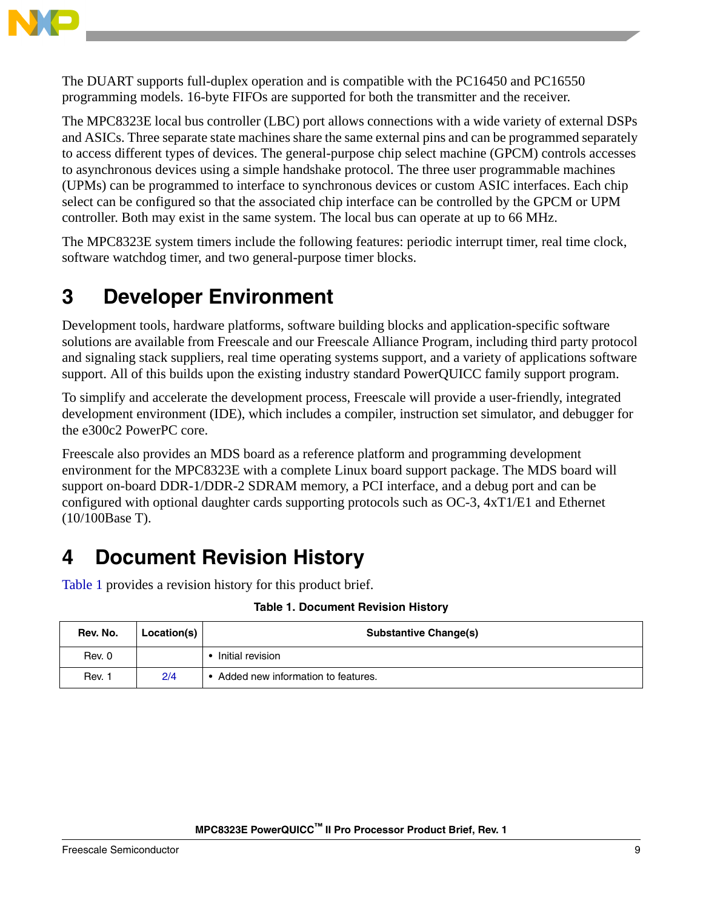The DUART supports full-duplex operation and is compatible with the PC16450 and PC16550 programming models. 16-byte FIFOs are supported for both the transmitter and the receiver.

The MPC8323E local bus controller (LBC) port allows connections with a wide variety of external DSPs and ASICs. Three separate state machines share the same external pins and can be programmed separately to access different types of devices. The general-purpose chip select machine (GPCM) controls accesses to asynchronous devices using a simple handshake protocol. The three user programmable machines (UPMs) can be programmed to interface to synchronous devices or custom ASIC interfaces. Each chip select can be configured so that the associated chip interface can be controlled by the GPCM or UPM controller. Both may exist in the same system. The local bus can operate at up to 66 MHz.

The MPC8323E system timers include the following features: periodic interrupt timer, real time clock, software watchdog timer, and two general-purpose timer blocks.

# 3 Developer Environment

Development tools, hardware platforms, software building blocks and application-specific software solutions are available from Freescale and our Freescale Alliance Program, including third party protocol and signaling stack suppliers, real time operating systems support, and a variety of applications software support. All of this builds upon the existing industry standard PowerQUICC family support program.

To simplify and accelerate the development process, Freescale will provide a user-friendly, integrated development environment (IDE), which includes a compiler, instruction set simulator, and debugger for the e300c2 PowerPC core.

Freescale also provides an MDS board as a reference platform and programming development environment for the MPC8323E with a complete Linux board support package. The MDS board will support on-board DDR-1/DDR-2 SDRAM memory, a PCI interface, and a debug port and can be configured with optional daughter cards supporting protocols such as OC-3, 4xT1/E1 and Ethernet (10/100Base T).

# 4 Document Revision History

Table 1 provides a revision history for this product brief.

**Table 1. Document Revision History**

| Rev. No. | Location(s) | Substantive Change(s) |
|---|---|---|
| Rev. 0 | | • Initial revision |
| Rev. 1 | 2/4 | • Added new information to features. |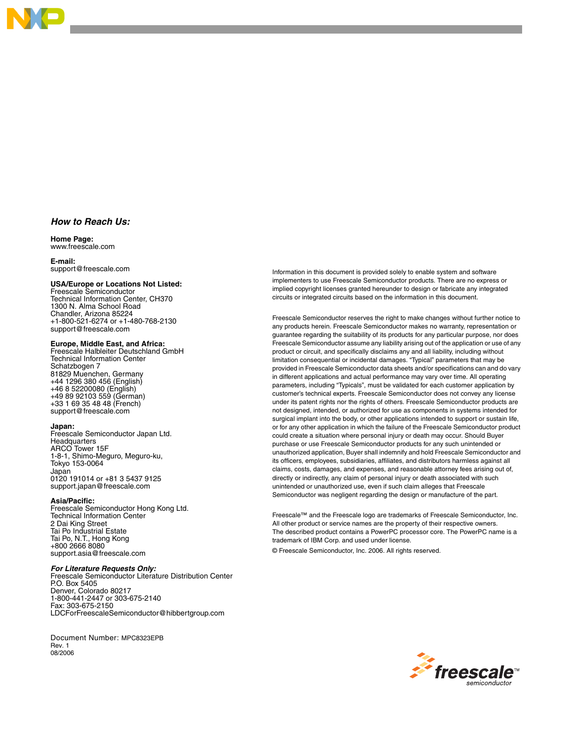### *How to Reach Us:*

**Home Page:**
www.freescale.com

**E-mail:**
support@freescale.com

**USA/Europe or Locations Not Listed:**
Freescale Semiconductor
Technical Information Center, CH370
1300 N. Alma School Road
Chandler, Arizona 85224
+1-800-521-6274 or +1-480-768-2130
support@freescale.com

**Europe, Middle East, and Africa:**
Freescale Halbleiter Deutschland GmbH
Technical Information Center
Schatzbogen 7
81829 Muenchen, Germany
+44 1296 380 456 (English)
+46 8 52200080 (English)
+49 89 92103 559 (German)
+33 1 69 35 48 48 (French)
support@freescale.com

**Japan:**
Freescale Semiconductor Japan Ltd.
Headquarters
ARCO Tower 15F
1-8-1, Shimo-Meguro, Meguro-ku,
Tokyo 153-0064
Japan
0120 191014 or +81 3 5437 9125
support.japan@freescale.com

**Asia/Pacific:**
Freescale Semiconductor Hong Kong Ltd.
Technical Information Center
2 Dai King Street
Tai Po Industrial Estate
Tai Po, N.T., Hong Kong
+800 2666 8080
support.asia@freescale.com

***For Literature Requests Only:***
Freescale Semiconductor Literature Distribution Center
P.O. Box 5405
Denver, Colorado 80217
1-800-441-2447 or 303-675-2140
Fax: 303-675-2150
LDCForFreescaleSemiconductor@hibbertgroup.com

Information in this document is provided solely to enable system and software implementers to use Freescale Semiconductor products. There are no express or implied copyright licenses granted hereunder to design or fabricate any integrated circuits or integrated circuits based on the information in this document.

Freescale Semiconductor reserves the right to make changes without further notice to any products herein. Freescale Semiconductor makes no warranty, representation or guarantee regarding the suitability of its products for any particular purpose, nor does Freescale Semiconductor assume any liability arising out of the application or use of any product or circuit, and specifically disclaims any and all liability, including without limitation consequential or incidental damages. "Typical" parameters that may be provided in Freescale Semiconductor data sheets and/or specifications can and do vary in different applications and actual performance may vary over time. All operating parameters, including "Typicals", must be validated for each customer application by customer's technical experts. Freescale Semiconductor does not convey any license under its patent rights nor the rights of others. Freescale Semiconductor products are not designed, intended, or authorized for use as components in systems intended for surgical implant into the body, or other applications intended to support or sustain life, or for any other application in which the failure of the Freescale Semiconductor product could create a situation where personal injury or death may occur. Should Buyer purchase or use Freescale Semiconductor products for any such unintended or unauthorized application, Buyer shall indemnify and hold Freescale Semiconductor and its officers, employees, subsidiaries, affiliates, and distributors harmless against all claims, costs, damages, and expenses, and reasonable attorney fees arising out of, directly or indirectly, any claim of personal injury or death associated with such unintended or unauthorized use, even if such claim alleges that Freescale Semiconductor was negligent regarding the design or manufacture of the part.

Freescale™ and the Freescale logo are trademarks of Freescale Semiconductor, Inc. All other product or service names are the property of their respective owners. The described product contains a PowerPC processor core. The PowerPC name is a trademark of IBM Corp. and used under license.

© Freescale Semiconductor, Inc. 2006. All rights reserved.

Document Number: MPC8323EPB
Rev. 1
08/2006